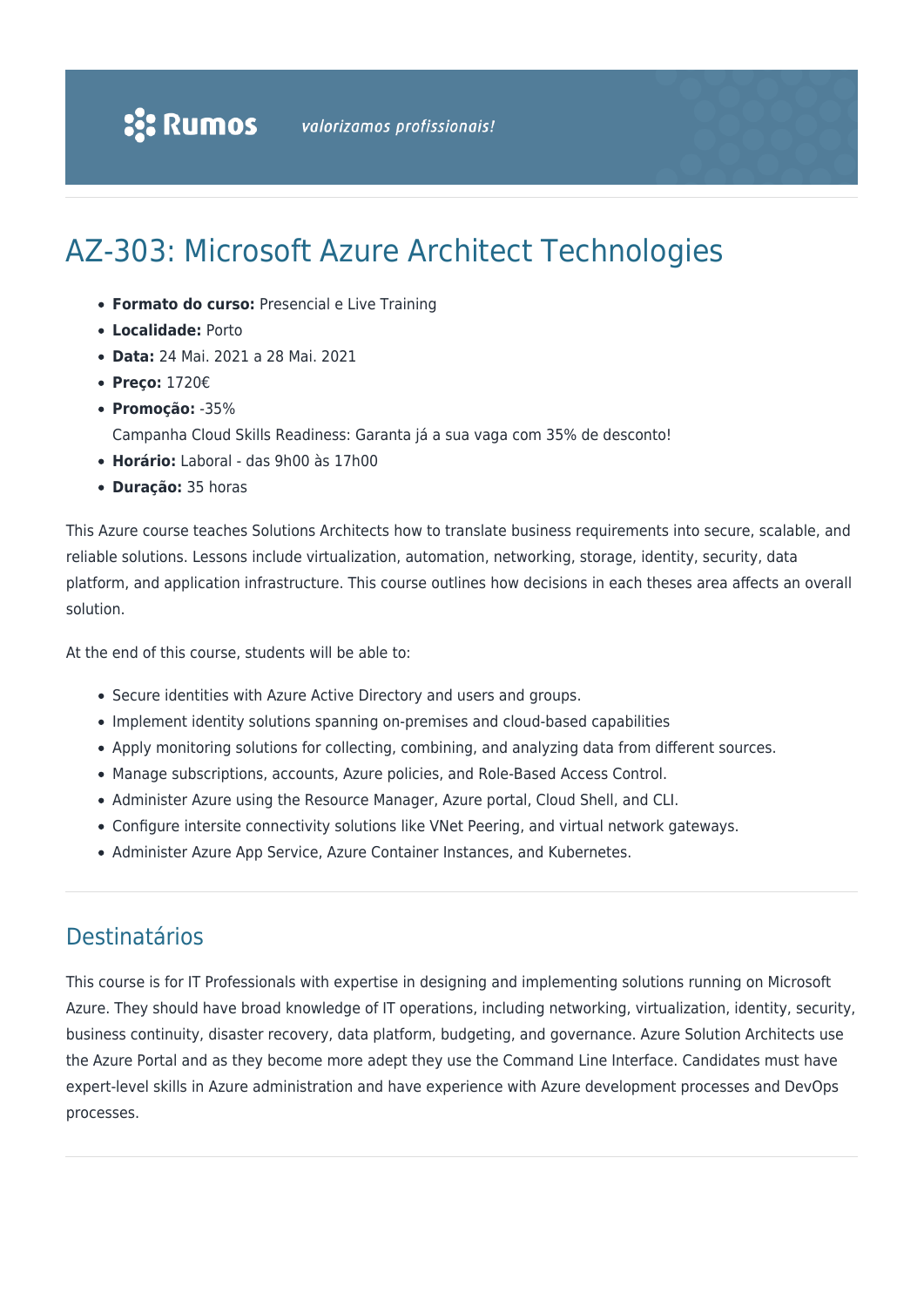# AZ-303: Microsoft Azure Architect Technologies

- **Formato do curso:** Presencial e Live Training
- **Localidade:** Porto
- **Data:** 24 Mai. 2021 a 28 Mai. 2021
- **Preço:** 1720€
- **Promoção:** -35%
  Campanha Cloud Skills Readiness: Garanta já a sua vaga com 35% de desconto!
- **Horário:** Laboral - das 9h00 às 17h00
- **Duração:** 35 horas

This Azure course teaches Solutions Architects how to translate business requirements into secure, scalable, and reliable solutions. Lessons include virtualization, automation, networking, storage, identity, security, data platform, and application infrastructure. This course outlines how decisions in each theses area affects an overall solution.

At the end of this course, students will be able to:

- Secure identities with Azure Active Directory and users and groups.
- Implement identity solutions spanning on-premises and cloud-based capabilities
- Apply monitoring solutions for collecting, combining, and analyzing data from different sources.
- Manage subscriptions, accounts, Azure policies, and Role-Based Access Control.
- Administer Azure using the Resource Manager, Azure portal, Cloud Shell, and CLI.
- Configure intersite connectivity solutions like VNet Peering, and virtual network gateways.
- Administer Azure App Service, Azure Container Instances, and Kubernetes.

## Destinatários

This course is for IT Professionals with expertise in designing and implementing solutions running on Microsoft Azure. They should have broad knowledge of IT operations, including networking, virtualization, identity, security, business continuity, disaster recovery, data platform, budgeting, and governance. Azure Solution Architects use the Azure Portal and as they become more adept they use the Command Line Interface. Candidates must have expert-level skills in Azure administration and have experience with Azure development processes and DevOps processes.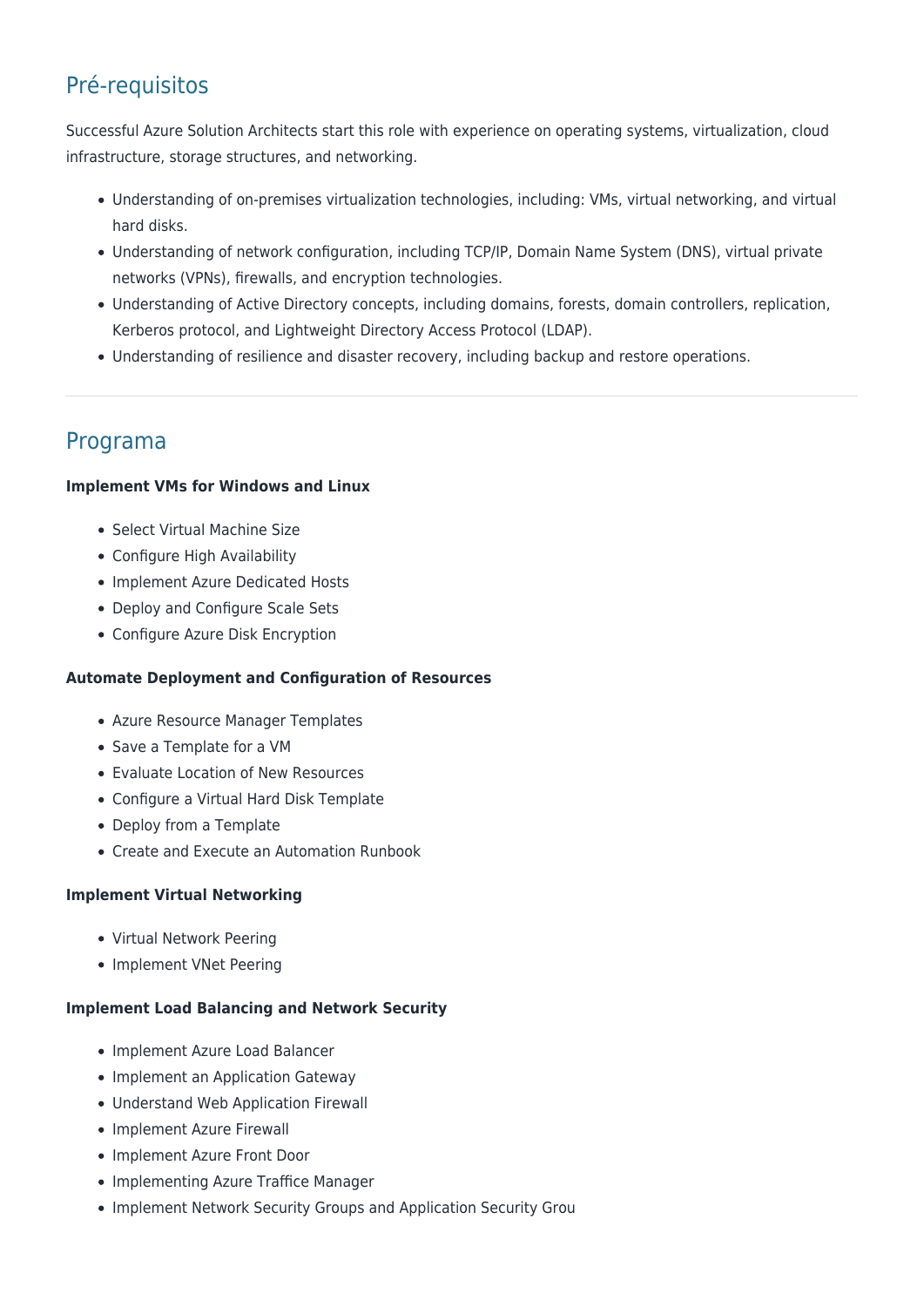## Pré-requisitos

Successful Azure Solution Architects start this role with experience on operating systems, virtualization, cloud infrastructure, storage structures, and networking.

- Understanding of on-premises virtualization technologies, including: VMs, virtual networking, and virtual hard disks.
- Understanding of network configuration, including TCP/IP, Domain Name System (DNS), virtual private networks (VPNs), firewalls, and encryption technologies.
- Understanding of Active Directory concepts, including domains, forests, domain controllers, replication, Kerberos protocol, and Lightweight Directory Access Protocol (LDAP).
- Understanding of resilience and disaster recovery, including backup and restore operations.

---

## Programa

**Implement VMs for Windows and Linux**

- Select Virtual Machine Size
- Configure High Availability
- Implement Azure Dedicated Hosts
- Deploy and Configure Scale Sets
- Configure Azure Disk Encryption

**Automate Deployment and Configuration of Resources**

- Azure Resource Manager Templates
- Save a Template for a VM
- Evaluate Location of New Resources
- Configure a Virtual Hard Disk Template
- Deploy from a Template
- Create and Execute an Automation Runbook

**Implement Virtual Networking**

- Virtual Network Peering
- Implement VNet Peering

**Implement Load Balancing and Network Security**

- Implement Azure Load Balancer
- Implement an Application Gateway
- Understand Web Application Firewall
- Implement Azure Firewall
- Implement Azure Front Door
- Implementing Azure Traffice Manager
- Implement Network Security Groups and Application Security Grou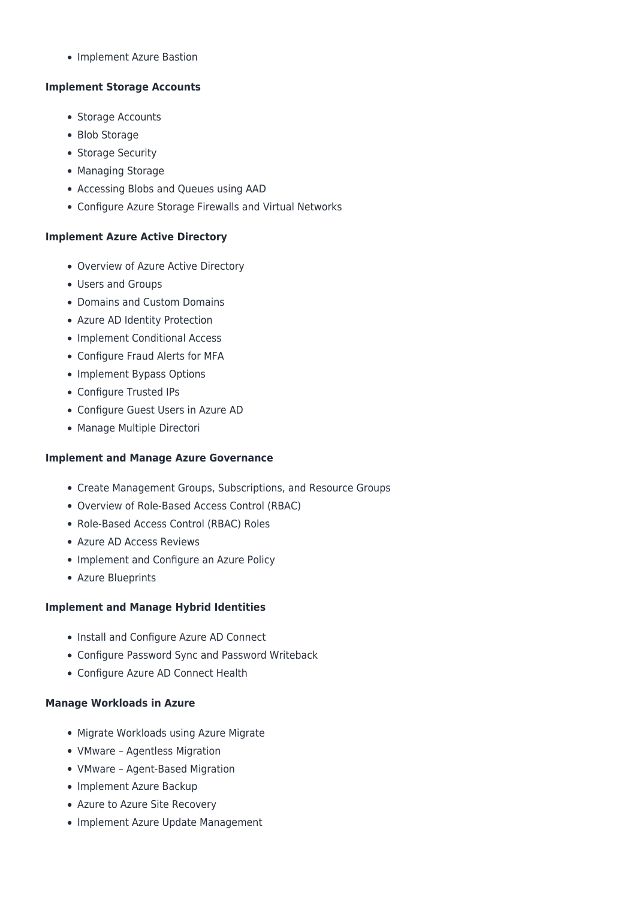- Implement Azure Bastion

**Implement Storage Accounts**

- Storage Accounts
- Blob Storage
- Storage Security
- Managing Storage
- Accessing Blobs and Queues using AAD
- Configure Azure Storage Firewalls and Virtual Networks

**Implement Azure Active Directory**

- Overview of Azure Active Directory
- Users and Groups
- Domains and Custom Domains
- Azure AD Identity Protection
- Implement Conditional Access
- Configure Fraud Alerts for MFA
- Implement Bypass Options
- Configure Trusted IPs
- Configure Guest Users in Azure AD
- Manage Multiple Directori

**Implement and Manage Azure Governance**

- Create Management Groups, Subscriptions, and Resource Groups
- Overview of Role-Based Access Control (RBAC)
- Role-Based Access Control (RBAC) Roles
- Azure AD Access Reviews
- Implement and Configure an Azure Policy
- Azure Blueprints

**Implement and Manage Hybrid Identities**

- Install and Configure Azure AD Connect
- Configure Password Sync and Password Writeback
- Configure Azure AD Connect Health

**Manage Workloads in Azure**

- Migrate Workloads using Azure Migrate
- VMware – Agentless Migration
- VMware – Agent-Based Migration
- Implement Azure Backup
- Azure to Azure Site Recovery
- Implement Azure Update Management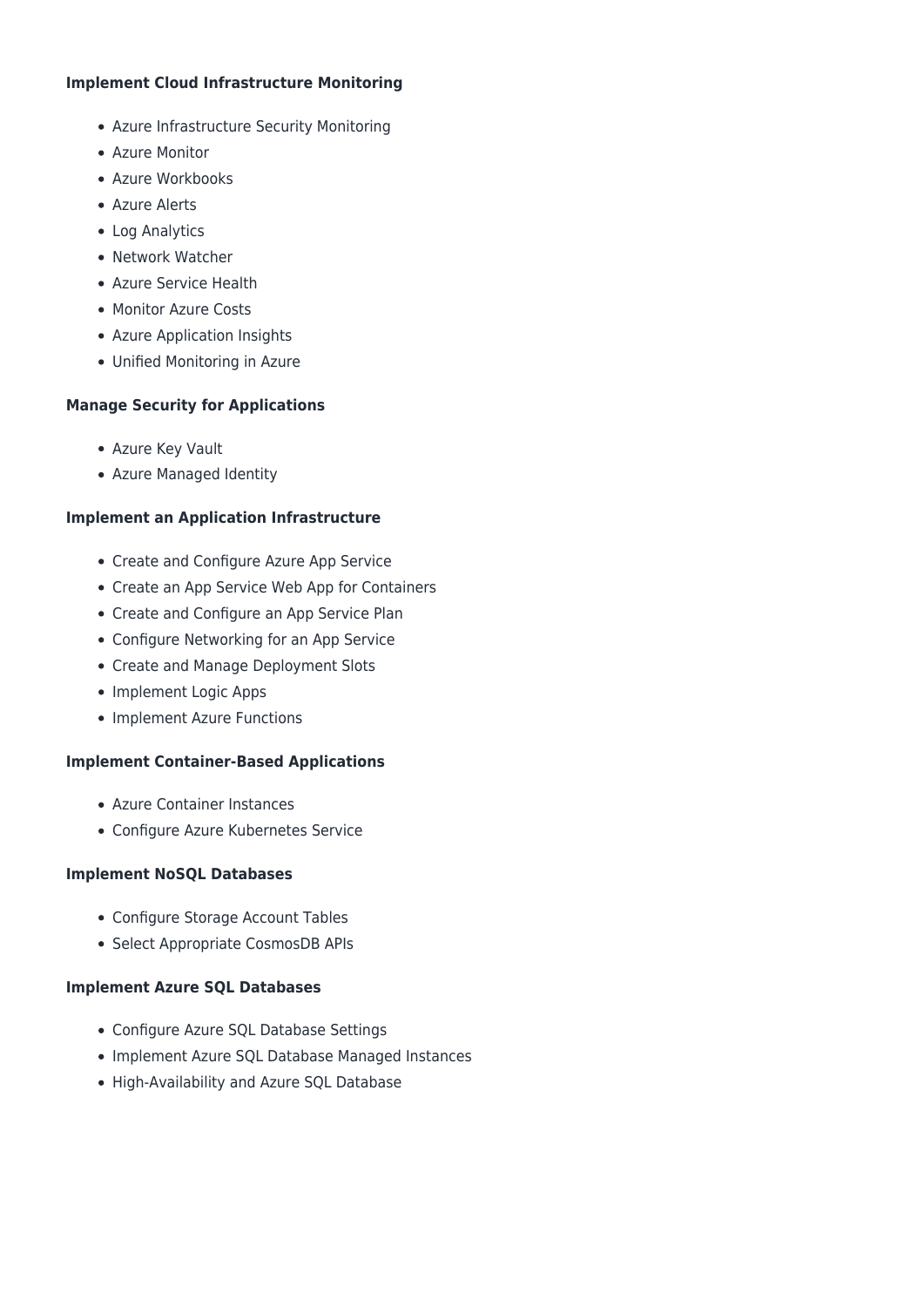**Implement Cloud Infrastructure Monitoring**

- Azure Infrastructure Security Monitoring
- Azure Monitor
- Azure Workbooks
- Azure Alerts
- Log Analytics
- Network Watcher
- Azure Service Health
- Monitor Azure Costs
- Azure Application Insights
- Unified Monitoring in Azure

**Manage Security for Applications**

- Azure Key Vault
- Azure Managed Identity

**Implement an Application Infrastructure**

- Create and Configure Azure App Service
- Create an App Service Web App for Containers
- Create and Configure an App Service Plan
- Configure Networking for an App Service
- Create and Manage Deployment Slots
- Implement Logic Apps
- Implement Azure Functions

**Implement Container-Based Applications**

- Azure Container Instances
- Configure Azure Kubernetes Service

**Implement NoSQL Databases**

- Configure Storage Account Tables
- Select Appropriate CosmosDB APIs

**Implement Azure SQL Databases**

- Configure Azure SQL Database Settings
- Implement Azure SQL Database Managed Instances
- High-Availability and Azure SQL Database